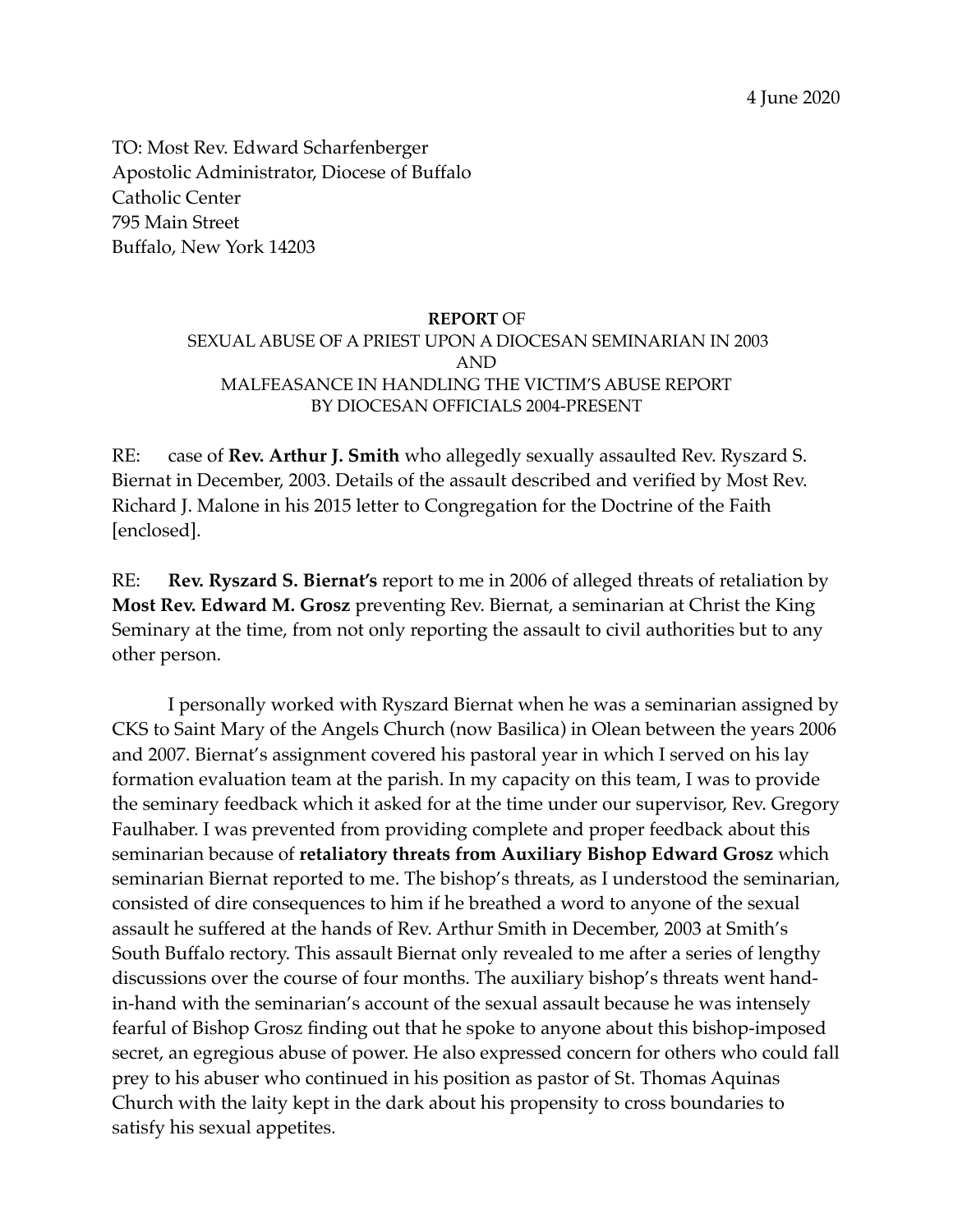4 June 2020

TO: Most Rev. Edward Scharfenberger
Apostolic Administrator, Diocese of Buffalo
Catholic Center
795 Main Street
Buffalo, New York 14203

**REPORT** OF
SEXUAL ABUSE OF A PRIEST UPON A DIOCESAN SEMINARIAN IN 2003
AND
MALFEASANCE IN HANDLING THE VICTIM'S ABUSE REPORT
BY DIOCESAN OFFICIALS 2004-PRESENT

RE: case of **Rev. Arthur J. Smith** who allegedly sexually assaulted Rev. Ryszard S. Biernat in December, 2003. Details of the assault described and verified by Most Rev. Richard J. Malone in his 2015 letter to Congregation for the Doctrine of the Faith [enclosed].

RE: **Rev. Ryszard S. Biernat's** report to me in 2006 of alleged threats of retaliation by **Most Rev. Edward M. Grosz** preventing Rev. Biernat, a seminarian at Christ the King Seminary at the time, from not only reporting the assault to civil authorities but to any other person.

I personally worked with Ryszard Biernat when he was a seminarian assigned by CKS to Saint Mary of the Angels Church (now Basilica) in Olean between the years 2006 and 2007. Biernat's assignment covered his pastoral year in which I served on his lay formation evaluation team at the parish. In my capacity on this team, I was to provide the seminary feedback which it asked for at the time under our supervisor, Rev. Gregory Faulhaber. I was prevented from providing complete and proper feedback about this seminarian because of **retaliatory threats from Auxiliary Bishop Edward Grosz** which seminarian Biernat reported to me. The bishop's threats, as I understood the seminarian, consisted of dire consequences to him if he breathed a word to anyone of the sexual assault he suffered at the hands of Rev. Arthur Smith in December, 2003 at Smith's South Buffalo rectory. This assault Biernat only revealed to me after a series of lengthy discussions over the course of four months. The auxiliary bishop's threats went hand-in-hand with the seminarian's account of the sexual assault because he was intensely fearful of Bishop Grosz finding out that he spoke to anyone about this bishop-imposed secret, an egregious abuse of power. He also expressed concern for others who could fall prey to his abuser who continued in his position as pastor of St. Thomas Aquinas Church with the laity kept in the dark about his propensity to cross boundaries to satisfy his sexual appetites.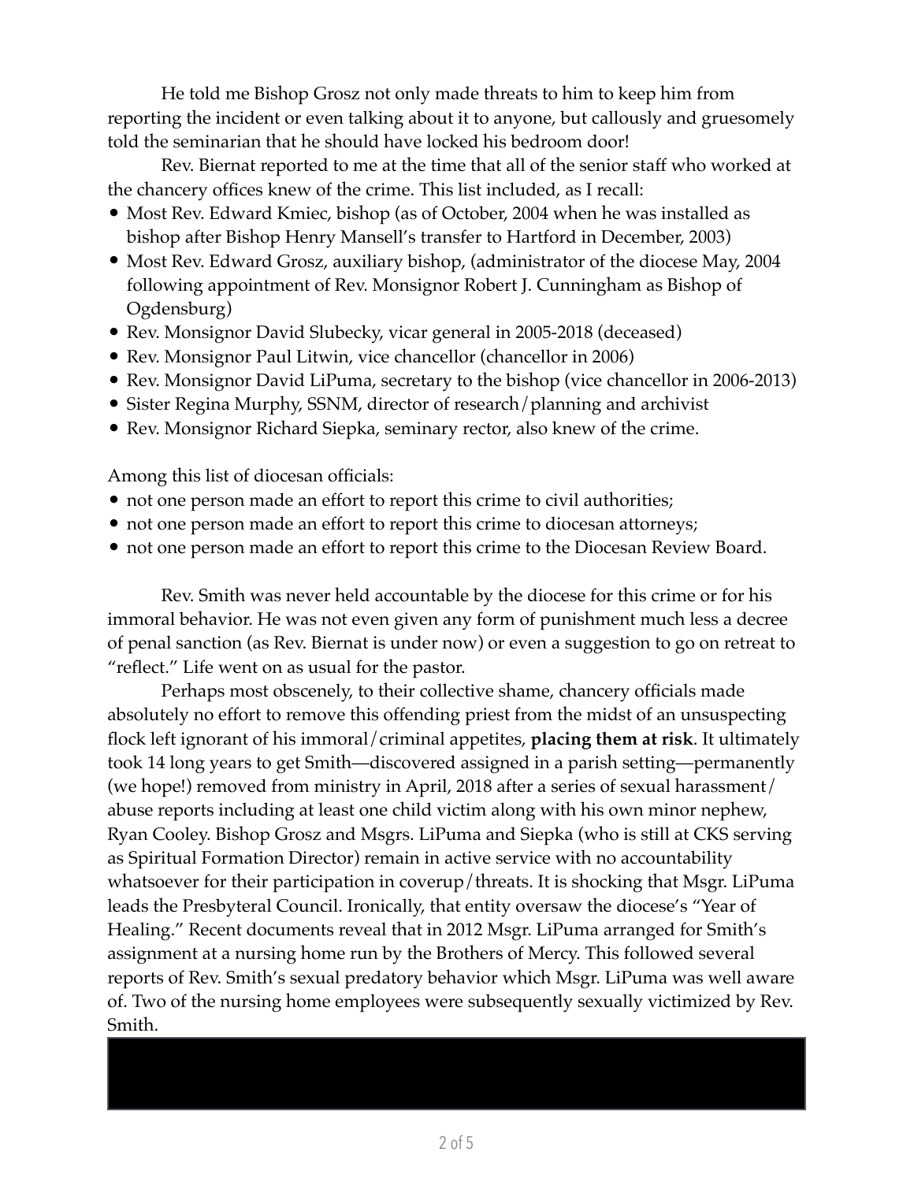He told me Bishop Grosz not only made threats to him to keep him from reporting the incident or even talking about it to anyone, but callously and gruesomely told the seminarian that he should have locked his bedroom door!

Rev. Biernat reported to me at the time that all of the senior staff who worked at the chancery offices knew of the crime. This list included, as I recall:

- Most Rev. Edward Kmiec, bishop (as of October, 2004 when he was installed as bishop after Bishop Henry Mansell's transfer to Hartford in December, 2003)
- Most Rev. Edward Grosz, auxiliary bishop, (administrator of the diocese May, 2004 following appointment of Rev. Monsignor Robert J. Cunningham as Bishop of Ogdensburg)
- Rev. Monsignor David Slubecky, vicar general in 2005-2018 (deceased)
- Rev. Monsignor Paul Litwin, vice chancellor (chancellor in 2006)
- Rev. Monsignor David LiPuma, secretary to the bishop (vice chancellor in 2006-2013)
- Sister Regina Murphy, SSNM, director of research/planning and archivist
- Rev. Monsignor Richard Siepka, seminary rector, also knew of the crime.

Among this list of diocesan officials:

- not one person made an effort to report this crime to civil authorities;
- not one person made an effort to report this crime to diocesan attorneys;
- not one person made an effort to report this crime to the Diocesan Review Board.

Rev. Smith was never held accountable by the diocese for this crime or for his immoral behavior. He was not even given any form of punishment much less a decree of penal sanction (as Rev. Biernat is under now) or a suggestion to go on retreat to "reflect." Life went on as usual for the pastor.

Perhaps most obscenely, to their collective shame, chancery officials made absolutely no effort to remove this offending priest from the midst of an unsuspecting flock left ignorant of his immoral/criminal appetites, **placing them at risk**. It ultimately took 14 long years to get Smith—discovered assigned in a parish setting—permanently (we hope!) removed from ministry in April, 2018 after a series of sexual harassment/abuse reports including at least one child victim along with his own minor nephew, Ryan Cooley. Bishop Grosz and Msgrs. LiPuma and Siepka (who is still at CKS serving as Spiritual Formation Director) remain in active service with no accountability whatsoever for their participation in coverup/threats. It is shocking that Msgr. LiPuma leads the Presbyteral Council. Ironically, that entity oversaw the diocese's "Year of Healing." Recent documents reveal that in 2012 Msgr. LiPuma arranged for Smith's assignment at a nursing home run by the Brothers of Mercy. This followed several reports of Rev. Smith's sexual predatory behavior which Msgr. LiPuma was well aware of. Two of the nursing home employees were subsequently sexually victimized by Rev. Smith.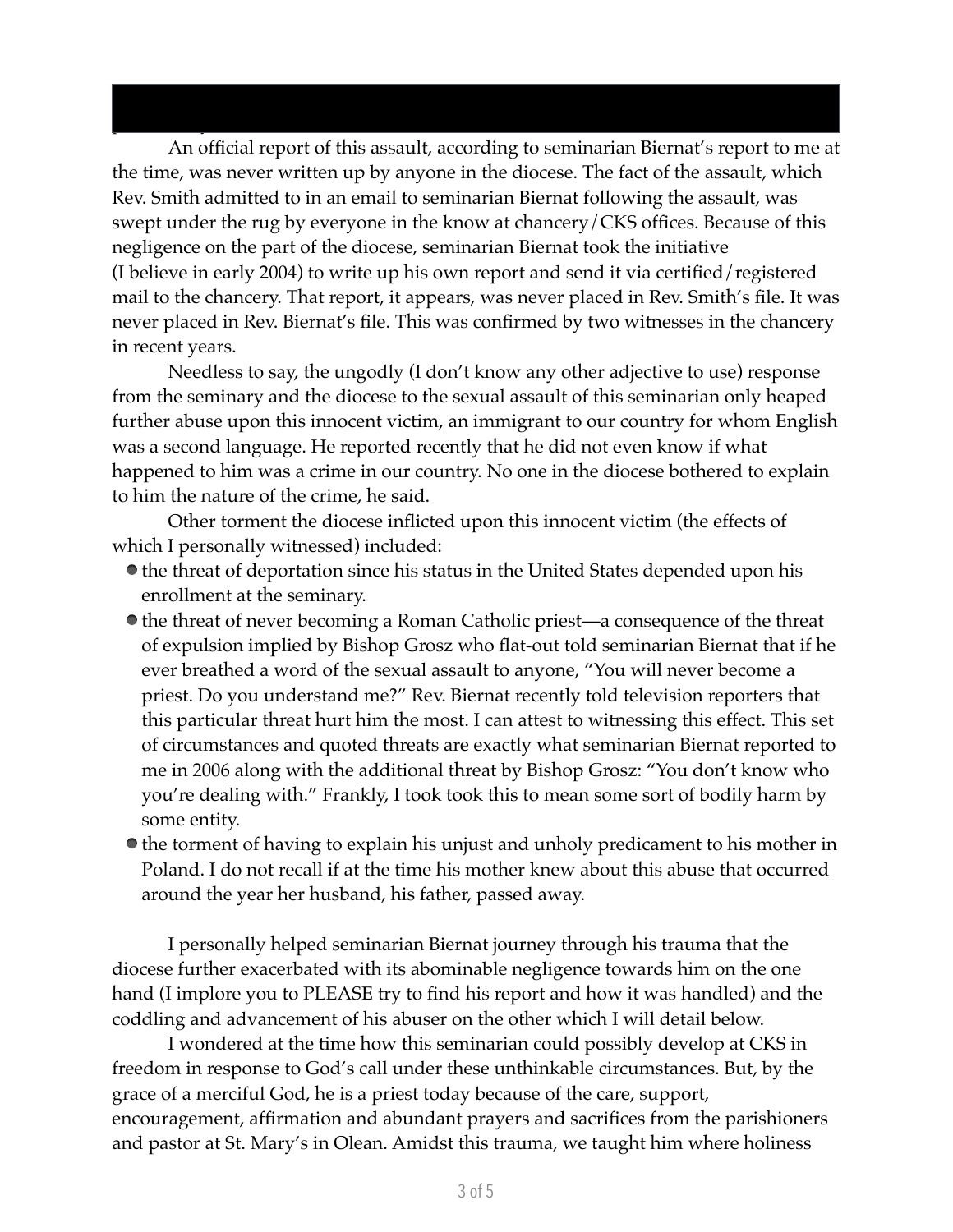An official report of this assault, according to seminarian Biernat's report to me at the time, was never written up by anyone in the diocese. The fact of the assault, which Rev. Smith admitted to in an email to seminarian Biernat following the assault, was swept under the rug by everyone in the know at chancery/CKS offices. Because of this negligence on the part of the diocese, seminarian Biernat took the initiative (I believe in early 2004) to write up his own report and send it via certified/registered mail to the chancery. That report, it appears, was never placed in Rev. Smith's file. It was never placed in Rev. Biernat's file. This was confirmed by two witnesses in the chancery in recent years.

Needless to say, the ungodly (I don't know any other adjective to use) response from the seminary and the diocese to the sexual assault of this seminarian only heaped further abuse upon this innocent victim, an immigrant to our country for whom English was a second language. He reported recently that he did not even know if what happened to him was a crime in our country. No one in the diocese bothered to explain to him the nature of the crime, he said.

Other torment the diocese inflicted upon this innocent victim (the effects of which I personally witnessed) included:

- the threat of deportation since his status in the United States depended upon his enrollment at the seminary.
- the threat of never becoming a Roman Catholic priest—a consequence of the threat of expulsion implied by Bishop Grosz who flat-out told seminarian Biernat that if he ever breathed a word of the sexual assault to anyone, "You will never become a priest. Do you understand me?" Rev. Biernat recently told television reporters that this particular threat hurt him the most. I can attest to witnessing this effect. This set of circumstances and quoted threats are exactly what seminarian Biernat reported to me in 2006 along with the additional threat by Bishop Grosz: "You don't know who you're dealing with." Frankly, I took took this to mean some sort of bodily harm by some entity.
- the torment of having to explain his unjust and unholy predicament to his mother in Poland. I do not recall if at the time his mother knew about this abuse that occurred around the year her husband, his father, passed away.

I personally helped seminarian Biernat journey through his trauma that the diocese further exacerbated with its abominable negligence towards him on the one hand (I implore you to PLEASE try to find his report and how it was handled) and the coddling and advancement of his abuser on the other which I will detail below.

I wondered at the time how this seminarian could possibly develop at CKS in freedom in response to God's call under these unthinkable circumstances. But, by the grace of a merciful God, he is a priest today because of the care, support, encouragement, affirmation and abundant prayers and sacrifices from the parishioners and pastor at St. Mary's in Olean. Amidst this trauma, we taught him where holiness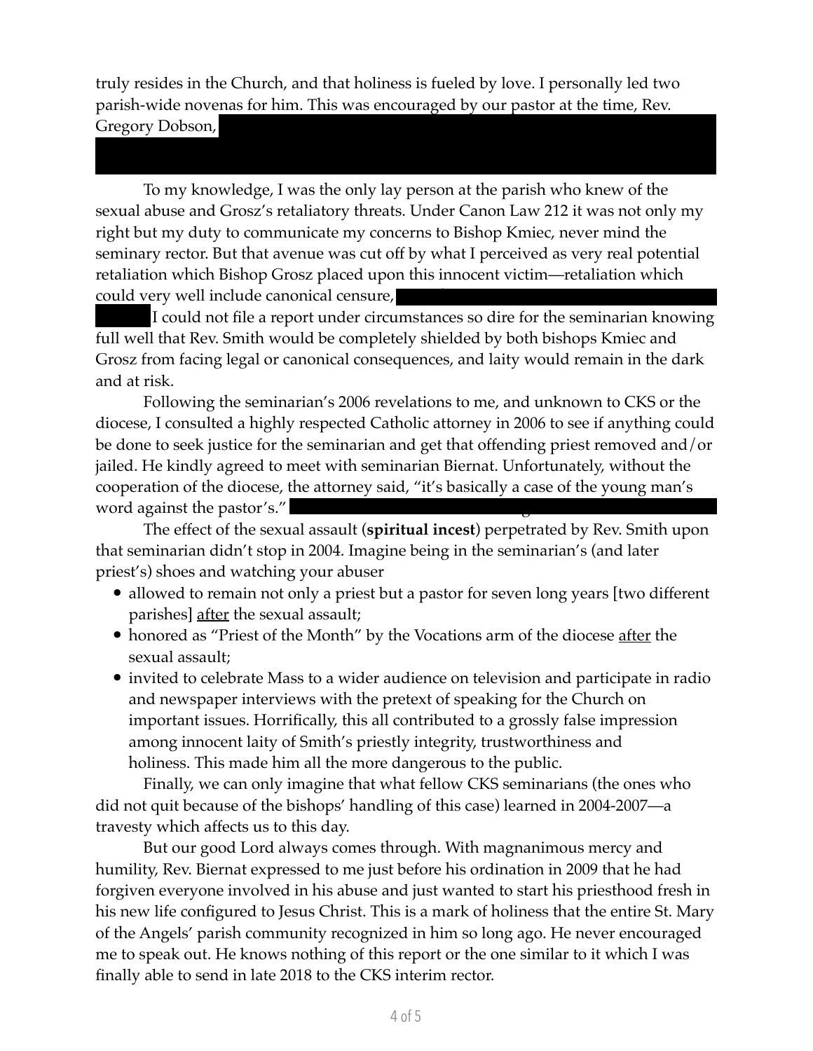truly resides in the Church, and that holiness is fueled by love. I personally led two parish-wide novenas for him. This was encouraged by our pastor at the time, Rev. Gregory Dobson,

To my knowledge, I was the only lay person at the parish who knew of the sexual abuse and Grosz's retaliatory threats. Under Canon Law 212 it was not only my right but my duty to communicate my concerns to Bishop Kmiec, never mind the seminary rector. But that avenue was cut off by what I perceived as very real potential retaliation which Bishop Grosz placed upon this innocent victim—retaliation which could very well include canonical censure, I could not file a report under circumstances so dire for the seminarian knowing full well that Rev. Smith would be completely shielded by both bishops Kmiec and Grosz from facing legal or canonical consequences, and laity would remain in the dark and at risk.

Following the seminarian's 2006 revelations to me, and unknown to CKS or the diocese, I consulted a highly respected Catholic attorney in 2006 to see if anything could be done to seek justice for the seminarian and get that offending priest removed and/or jailed. He kindly agreed to meet with seminarian Biernat. Unfortunately, without the cooperation of the diocese, the attorney said, "it's basically a case of the young man's word against the pastor's."

The effect of the sexual assault (**spiritual incest**) perpetrated by Rev. Smith upon that seminarian didn't stop in 2004. Imagine being in the seminarian's (and later priest's) shoes and watching your abuser

- allowed to remain not only a priest but a pastor for seven long years [two different parishes] after the sexual assault;
- honored as "Priest of the Month" by the Vocations arm of the diocese after the sexual assault;
- invited to celebrate Mass to a wider audience on television and participate in radio and newspaper interviews with the pretext of speaking for the Church on important issues. Horrifically, this all contributed to a grossly false impression among innocent laity of Smith's priestly integrity, trustworthiness and holiness. This made him all the more dangerous to the public.

Finally, we can only imagine that what fellow CKS seminarians (the ones who did not quit because of the bishops' handling of this case) learned in 2004-2007—a travesty which affects us to this day.

But our good Lord always comes through. With magnanimous mercy and humility, Rev. Biernat expressed to me just before his ordination in 2009 that he had forgiven everyone involved in his abuse and just wanted to start his priesthood fresh in his new life configured to Jesus Christ. This is a mark of holiness that the entire St. Mary of the Angels' parish community recognized in him so long ago. He never encouraged me to speak out. He knows nothing of this report or the one similar to it which I was finally able to send in late 2018 to the CKS interim rector.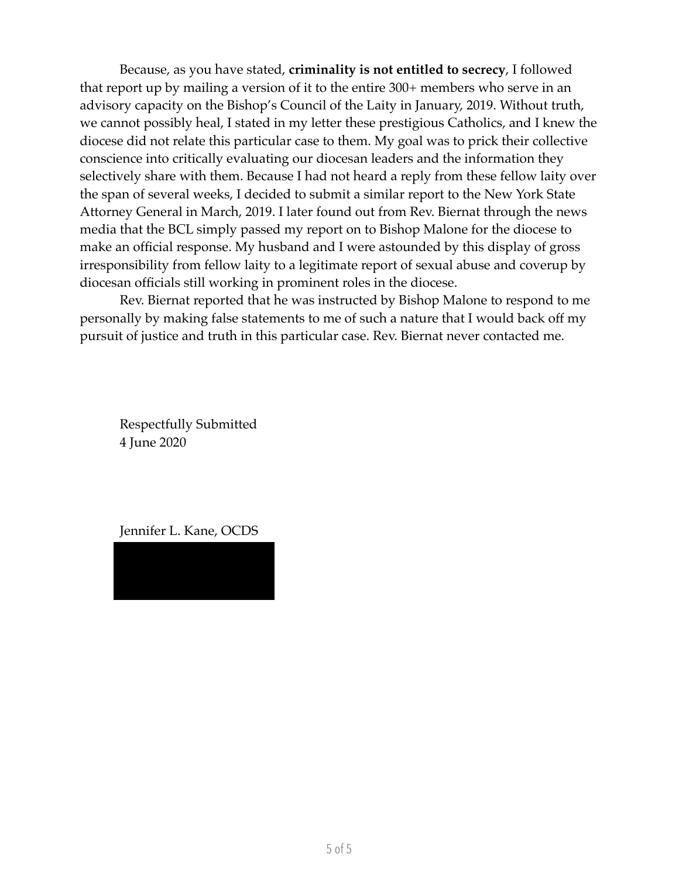Because, as you have stated, **criminality is not entitled to secrecy**, I followed that report up by mailing a version of it to the entire 300+ members who serve in an advisory capacity on the Bishop's Council of the Laity in January, 2019. Without truth, we cannot possibly heal, I stated in my letter these prestigious Catholics, and I knew the diocese did not relate this particular case to them. My goal was to prick their collective conscience into critically evaluating our diocesan leaders and the information they selectively share with them. Because I had not heard a reply from these fellow laity over the span of several weeks, I decided to submit a similar report to the New York State Attorney General in March, 2019. I later found out from Rev. Biernat through the news media that the BCL simply passed my report on to Bishop Malone for the diocese to make an official response. My husband and I were astounded by this display of gross irresponsibility from fellow laity to a legitimate report of sexual abuse and coverup by diocesan officials still working in prominent roles in the diocese.

Rev. Biernat reported that he was instructed by Bishop Malone to respond to me personally by making false statements to me of such a nature that I would back off my pursuit of justice and truth in this particular case. Rev. Biernat never contacted me.

Respectfully Submitted
4 June 2020

Jennifer L. Kane, OCDS